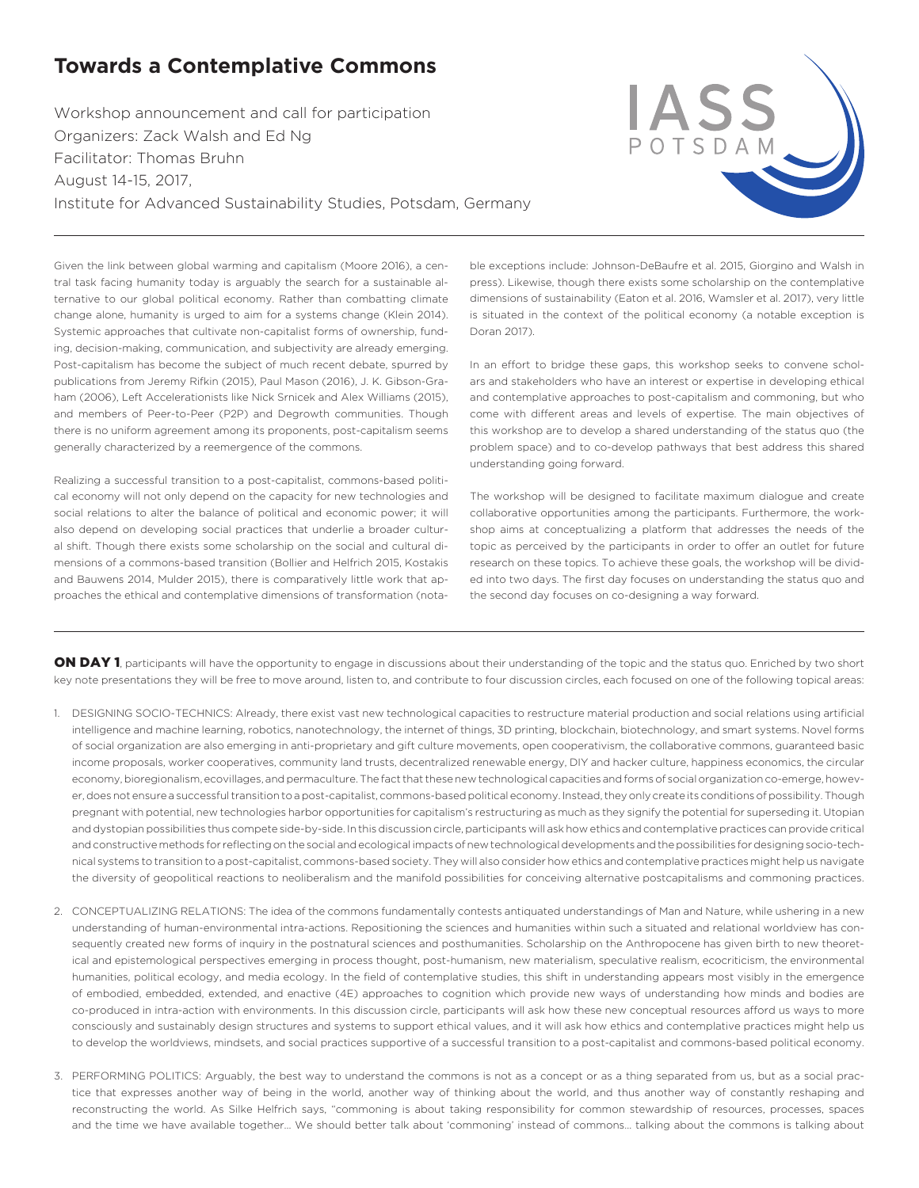# Towards a Contemplative Commons

Workshop announcement and call for participation
Organizers: Zack Walsh and Ed Ng
Facilitator: Thomas Bruhn
August 14-15, 2017,
Institute for Advanced Sustainability Studies, Potsdam, Germany

Given the link between global warming and capitalism (Moore 2016), a central task facing humanity today is arguably the search for a sustainable alternative to our global political economy. Rather than combatting climate change alone, humanity is urged to aim for a systems change (Klein 2014). Systemic approaches that cultivate non-capitalist forms of ownership, funding, decision-making, communication, and subjectivity are already emerging. Post-capitalism has become the subject of much recent debate, spurred by publications from Jeremy Rifkin (2015), Paul Mason (2016), J. K. Gibson-Graham (2006), Left Accelerationists like Nick Srnicek and Alex Williams (2015), and members of Peer-to-Peer (P2P) and Degrowth communities. Though there is no uniform agreement among its proponents, post-capitalism seems generally characterized by a reemergence of the commons.

Realizing a successful transition to a post-capitalist, commons-based political economy will not only depend on the capacity for new technologies and social relations to alter the balance of political and economic power; it will also depend on developing social practices that underlie a broader cultural shift. Though there exists some scholarship on the social and cultural dimensions of a commons-based transition (Bollier and Helfrich 2015, Kostakis and Bauwens 2014, Mulder 2015), there is comparatively little work that approaches the ethical and contemplative dimensions of transformation (notable exceptions include: Johnson-DeBaufre et al. 2015, Giorgino and Walsh in press). Likewise, though there exists some scholarship on the contemplative dimensions of sustainability (Eaton et al. 2016, Wamsler et al. 2017), very little is situated in the context of the political economy (a notable exception is Doran 2017).

In an effort to bridge these gaps, this workshop seeks to convene scholars and stakeholders who have an interest or expertise in developing ethical and contemplative approaches to post-capitalism and commoning, but who come with different areas and levels of expertise. The main objectives of this workshop are to develop a shared understanding of the status quo (the problem space) and to co-develop pathways that best address this shared understanding going forward.

The workshop will be designed to facilitate maximum dialogue and create collaborative opportunities among the participants. Furthermore, the workshop aims at conceptualizing a platform that addresses the needs of the topic as perceived by the participants in order to offer an outlet for future research on these topics. To achieve these goals, the workshop will be divided into two days. The first day focuses on understanding the status quo and the second day focuses on co-designing a way forward.

**ON DAY 1**, participants will have the opportunity to engage in discussions about their understanding of the topic and the status quo. Enriched by two short key note presentations they will be free to move around, listen to, and contribute to four discussion circles, each focused on one of the following topical areas:

1. DESIGNING SOCIO-TECHNICS: Already, there exist vast new technological capacities to restructure material production and social relations using artificial intelligence and machine learning, robotics, nanotechnology, the internet of things, 3D printing, blockchain, biotechnology, and smart systems. Novel forms of social organization are also emerging in anti-proprietary and gift culture movements, open cooperativism, the collaborative commons, guaranteed basic income proposals, worker cooperatives, community land trusts, decentralized renewable energy, DIY and hacker culture, happiness economics, the circular economy, bioregionalism, ecovillages, and permaculture. The fact that these new technological capacities and forms of social organization co-emerge, however, does not ensure a successful transition to a post-capitalist, commons-based political economy. Instead, they only create its conditions of possibility. Though pregnant with potential, new technologies harbor opportunities for capitalism's restructuring as much as they signify the potential for superseding it. Utopian and dystopian possibilities thus compete side-by-side. In this discussion circle, participants will ask how ethics and contemplative practices can provide critical and constructive methods for reflecting on the social and ecological impacts of new technological developments and the possibilities for designing socio-technical systems to transition to a post-capitalist, commons-based society. They will also consider how ethics and contemplative practices might help us navigate the diversity of geopolitical reactions to neoliberalism and the manifold possibilities for conceiving alternative postcapitalisms and commoning practices.

2. CONCEPTUALIZING RELATIONS: The idea of the commons fundamentally contests antiquated understandings of Man and Nature, while ushering in a new understanding of human-environmental intra-actions. Repositioning the sciences and humanities within such a situated and relational worldview has consequently created new forms of inquiry in the postnatural sciences and posthumanities. Scholarship on the Anthropocene has given birth to new theoretical and epistemological perspectives emerging in process thought, post-humanism, new materialism, speculative realism, ecocriticism, the environmental humanities, political ecology, and media ecology. In the field of contemplative studies, this shift in understanding appears most visibly in the emergence of embodied, embedded, extended, and enactive (4E) approaches to cognition which provide new ways of understanding how minds and bodies are co-produced in intra-action with environments. In this discussion circle, participants will ask how these new conceptual resources afford us ways to more consciously and sustainably design structures and systems to support ethical values, and it will ask how ethics and contemplative practices might help us to develop the worldviews, mindsets, and social practices supportive of a successful transition to a post-capitalist and commons-based political economy.

3. PERFORMING POLITICS: Arguably, the best way to understand the commons is not as a concept or as a thing separated from us, but as a social practice that expresses another way of being in the world, another way of thinking about the world, and thus another way of constantly reshaping and reconstructing the world. As Silke Helfrich says, "commoning is about taking responsibility for common stewardship of resources, processes, spaces and the time we have available together... We should better talk about 'commoning' instead of commons... talking about the commons is talking about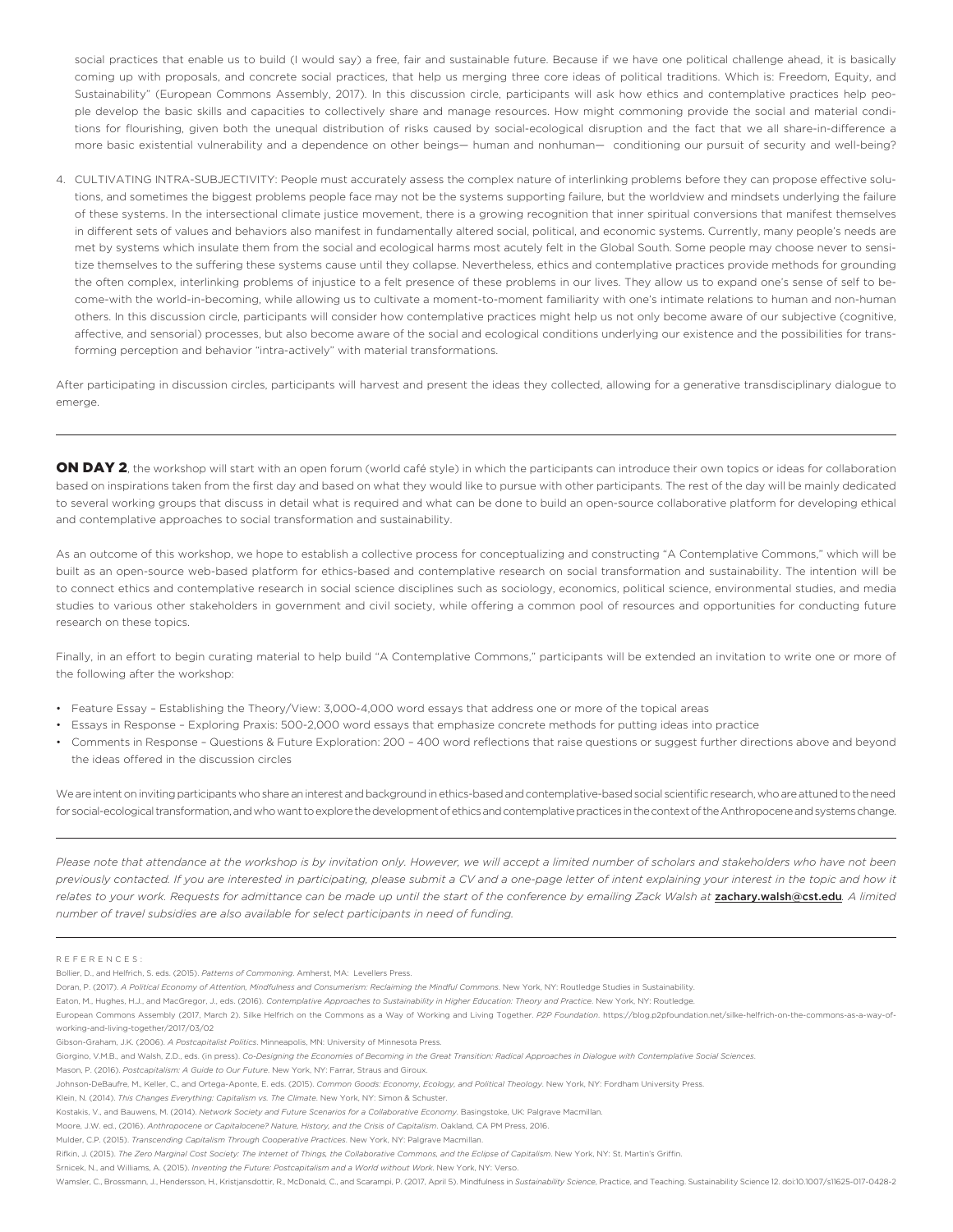social practices that enable us to build (I would say) a free, fair and sustainable future. Because if we have one political challenge ahead, it is basically coming up with proposals, and concrete social practices, that help us merging three core ideas of political traditions. Which is: Freedom, Equity, and Sustainability" (European Commons Assembly, 2017). In this discussion circle, participants will ask how ethics and contemplative practices help people develop the basic skills and capacities to collectively share and manage resources. How might commoning provide the social and material conditions for flourishing, given both the unequal distribution of risks caused by social-ecological disruption and the fact that we all share-in-difference a more basic existential vulnerability and a dependence on other beings— human and nonhuman— conditioning our pursuit of security and well-being?

4. CULTIVATING INTRA-SUBJECTIVITY: People must accurately assess the complex nature of interlinking problems before they can propose effective solutions, and sometimes the biggest problems people face may not be the systems supporting failure, but the worldview and mindsets underlying the failure of these systems. In the intersectional climate justice movement, there is a growing recognition that inner spiritual conversions that manifest themselves in different sets of values and behaviors also manifest in fundamentally altered social, political, and economic systems. Currently, many people's needs are met by systems which insulate them from the social and ecological harms most acutely felt in the Global South. Some people may choose never to sensitize themselves to the suffering these systems cause until they collapse. Nevertheless, ethics and contemplative practices provide methods for grounding the often complex, interlinking problems of injustice to a felt presence of these problems in our lives. They allow us to expand one's sense of self to become-with the world-in-becoming, while allowing us to cultivate a moment-to-moment familiarity with one's intimate relations to human and non-human others. In this discussion circle, participants will consider how contemplative practices might help us not only become aware of our subjective (cognitive, affective, and sensorial) processes, but also become aware of the social and ecological conditions underlying our existence and the possibilities for transforming perception and behavior "intra-actively" with material transformations.

After participating in discussion circles, participants will harvest and present the ideas they collected, allowing for a generative transdisciplinary dialogue to emerge.

---

**ON DAY 2**, the workshop will start with an open forum (world café style) in which the participants can introduce their own topics or ideas for collaboration based on inspirations taken from the first day and based on what they would like to pursue with other participants. The rest of the day will be mainly dedicated to several working groups that discuss in detail what is required and what can be done to build an open-source collaborative platform for developing ethical and contemplative approaches to social transformation and sustainability.

As an outcome of this workshop, we hope to establish a collective process for conceptualizing and constructing "A Contemplative Commons," which will be built as an open-source web-based platform for ethics-based and contemplative research on social transformation and sustainability. The intention will be to connect ethics and contemplative research in social science disciplines such as sociology, economics, political science, environmental studies, and media studies to various other stakeholders in government and civil society, while offering a common pool of resources and opportunities for conducting future research on these topics.

Finally, in an effort to begin curating material to help build "A Contemplative Commons," participants will be extended an invitation to write one or more of the following after the workshop:

- Feature Essay – Establishing the Theory/View: 3,000-4,000 word essays that address one or more of the topical areas
- Essays in Response – Exploring Praxis: 500-2,000 word essays that emphasize concrete methods for putting ideas into practice
- Comments in Response – Questions & Future Exploration: 200 – 400 word reflections that raise questions or suggest further directions above and beyond the ideas offered in the discussion circles

We are intent on inviting participants who share an interest and background in ethics-based and contemplative-based social scientific research, who are attuned to the need for social-ecological transformation, and who want to explore the development of ethics and contemplative practices in the context of the Anthropocene and systems change.

---

*Please note that attendance at the workshop is by invitation only. However, we will accept a limited number of scholars and stakeholders who have not been previously contacted. If you are interested in participating, please submit a CV and a one-page letter of intent explaining your interest in the topic and how it relates to your work. Requests for admittance can be made up until the start of the conference by emailing Zack Walsh at* **zachary.walsh@cst.edu**. *A limited number of travel subsidies are also available for select participants in need of funding.*

---

REFERENCES:

Bollier, D., and Helfrich, S. eds. (2015). *Patterns of Commoning*. Amherst, MA: Levellers Press.

Doran, P. (2017). *A Political Economy of Attention, Mindfulness and Consumerism: Reclaiming the Mindful Commons*. New York, NY: Routledge Studies in Sustainability.

Eaton, M., Hughes, H.J., and MacGregor, J., eds. (2016). *Contemplative Approaches to Sustainability in Higher Education: Theory and Practice*. New York, NY: Routledge.

European Commons Assembly (2017, March 2). Silke Helfrich on the Commons as a Way of Working and Living Together. *P2P Foundation*. https://blog.p2pfoundation.net/silke-helfrich-on-the-commons-as-a-way-of-working-and-living-together/2017/03/02

Gibson-Graham, J.K. (2006). *A Postcapitalist Politics*. Minneapolis, MN: University of Minnesota Press.

Giorgino, V.M.B., and Walsh, Z.D., eds. (in press). *Co-Designing the Economies of Becoming in the Great Transition: Radical Approaches in Dialogue with Contemplative Social Sciences*.

Mason, P. (2016). *Postcapitalism: A Guide to Our Future*. New York, NY: Farrar, Straus and Giroux.

Johnson-DeBaufre, M., Keller, C., and Ortega-Aponte, E. eds. (2015). *Common Goods: Economy, Ecology, and Political Theology*. New York, NY: Fordham University Press.

Klein, N. (2014). *This Changes Everything: Capitalism vs. The Climate*. New York, NY: Simon & Schuster.

Kostakis, V., and Bauwens, M. (2014). *Network Society and Future Scenarios for a Collaborative Economy*. Basingstoke, UK: Palgrave Macmillan.

Moore, J.W. ed., (2016). *Anthropocene or Capitalocene? Nature, History, and the Crisis of Capitalism*. Oakland, CA PM Press, 2016.

Mulder, C.P. (2015). *Transcending Capitalism Through Cooperative Practices*. New York, NY: Palgrave Macmillan.

Rifkin, J. (2015). *The Zero Marginal Cost Society: The Internet of Things, the Collaborative Commons, and the Eclipse of Capitalism*. New York, NY: St. Martin's Griffin.

Srnicek, N., and Williams, A. (2015). *Inventing the Future: Postcapitalism and a World without Work*. New York, NY: Verso.

Wamsler, C., Brossmann, J., Hendersson, H., Kristjansdottir, R., McDonald, C., and Scarampi, P. (2017, April 5). Mindfulness in *Sustainability Science*, Practice, and Teaching. Sustainability Science 12. doi:10.1007/s11625-017-0428-2